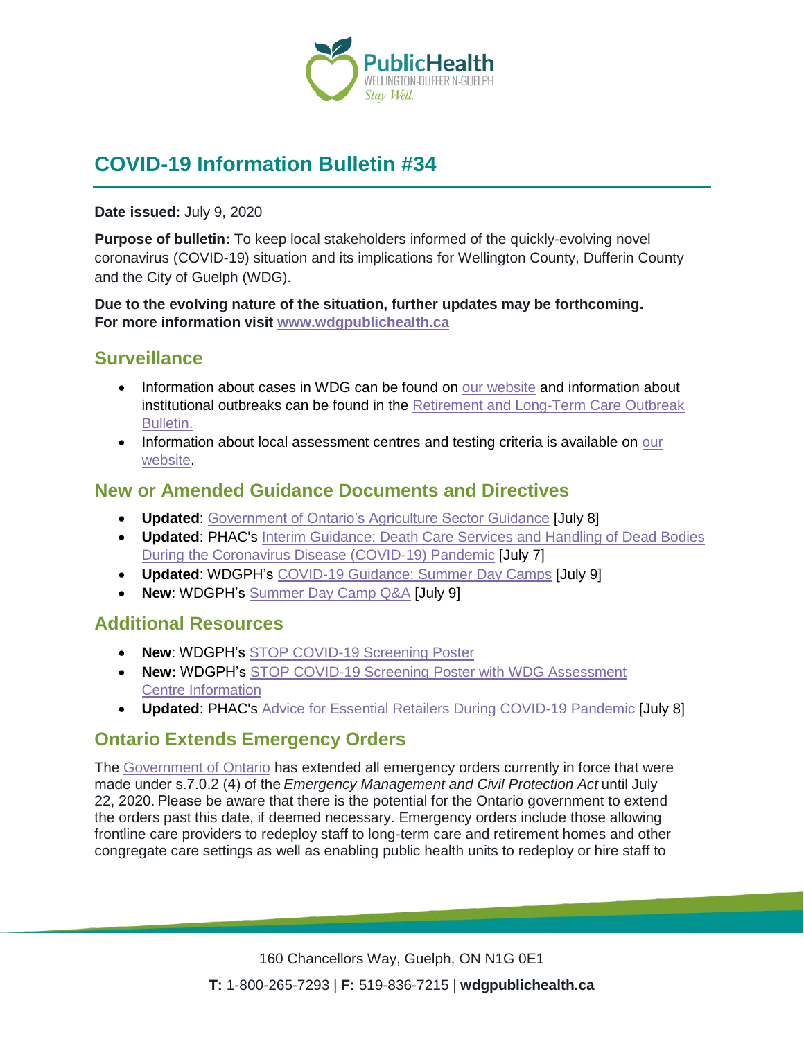# COVID-19 Information Bulletin #34

**Date issued:** July 9, 2020

**Purpose of bulletin:** To keep local stakeholders informed of the quickly-evolving novel coronavirus (COVID-19) situation and its implications for Wellington County, Dufferin County and the City of Guelph (WDG).

**Due to the evolving nature of the situation, further updates may be forthcoming. For more information visit www.wdgpublichealth.ca**

## Surveillance

- Information about cases in WDG can be found on our website and information about institutional outbreaks can be found in the Retirement and Long-Term Care Outbreak Bulletin.
- Information about local assessment centres and testing criteria is available on our website.

## New or Amended Guidance Documents and Directives

- **Updated**: Government of Ontario's Agriculture Sector Guidance [July 8]
- **Updated**: PHAC's Interim Guidance: Death Care Services and Handling of Dead Bodies During the Coronavirus Disease (COVID-19) Pandemic [July 7]
- **Updated**: WDGPH's COVID-19 Guidance: Summer Day Camps [July 9]
- **New**: WDGPH's Summer Day Camp Q&A [July 9]

## Additional Resources

- **New**: WDGPH's STOP COVID-19 Screening Poster
- **New:** WDGPH's STOP COVID-19 Screening Poster with WDG Assessment Centre Information
- **Updated**: PHAC's Advice for Essential Retailers During COVID-19 Pandemic [July 8]

## Ontario Extends Emergency Orders

The Government of Ontario has extended all emergency orders currently in force that were made under s.7.0.2 (4) of the *Emergency Management and Civil Protection Act* until July 22, 2020. Please be aware that there is the potential for the Ontario government to extend the orders past this date, if deemed necessary. Emergency orders include those allowing frontline care providers to redeploy staff to long-term care and retirement homes and other congregate care settings as well as enabling public health units to redeploy or hire staff to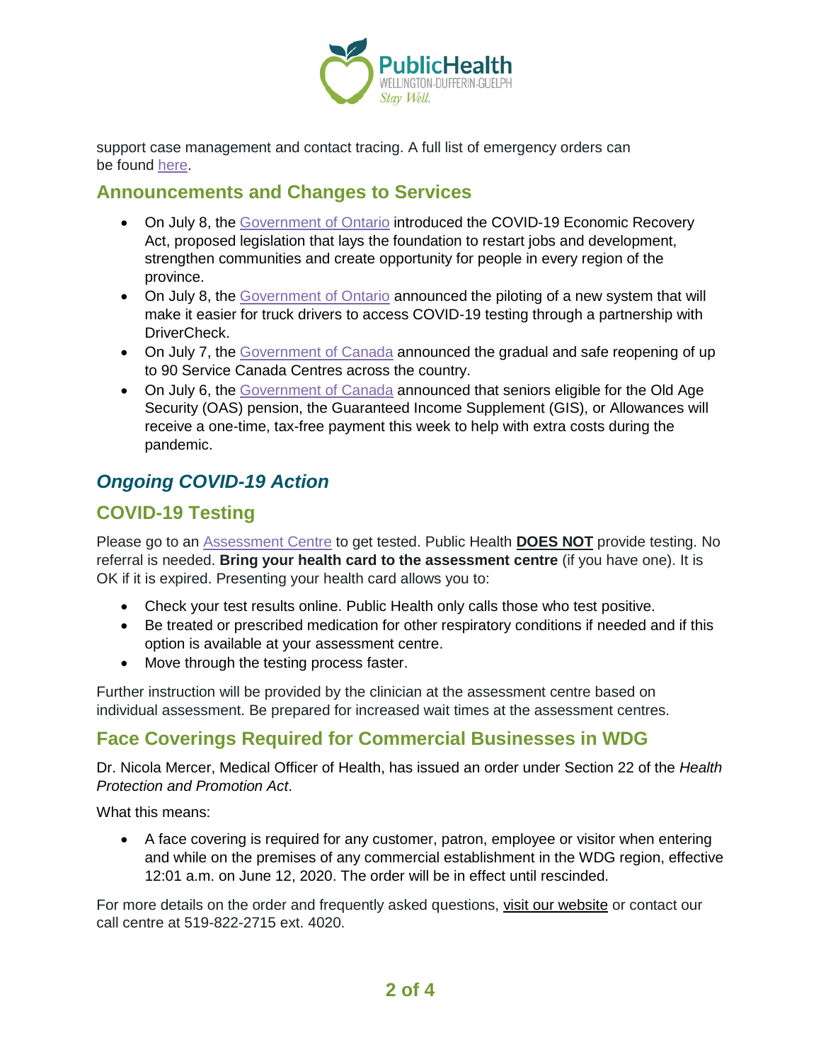support case management and contact tracing. A full list of emergency orders can be found here.

## Announcements and Changes to Services

- On July 8, the Government of Ontario introduced the COVID-19 Economic Recovery Act, proposed legislation that lays the foundation to restart jobs and development, strengthen communities and create opportunity for people in every region of the province.
- On July 8, the Government of Ontario announced the piloting of a new system that will make it easier for truck drivers to access COVID-19 testing through a partnership with DriverCheck.
- On July 7, the Government of Canada announced the gradual and safe reopening of up to 90 Service Canada Centres across the country.
- On July 6, the Government of Canada announced that seniors eligible for the Old Age Security (OAS) pension, the Guaranteed Income Supplement (GIS), or Allowances will receive a one-time, tax-free payment this week to help with extra costs during the pandemic.

## *Ongoing COVID-19 Action*

## COVID-19 Testing

Please go to an Assessment Centre to get tested. Public Health **DOES NOT** provide testing. No referral is needed. **Bring your health card to the assessment centre** (if you have one). It is OK if it is expired. Presenting your health card allows you to:

- Check your test results online. Public Health only calls those who test positive.
- Be treated or prescribed medication for other respiratory conditions if needed and if this option is available at your assessment centre.
- Move through the testing process faster.

Further instruction will be provided by the clinician at the assessment centre based on individual assessment. Be prepared for increased wait times at the assessment centres.

## Face Coverings Required for Commercial Businesses in WDG

Dr. Nicola Mercer, Medical Officer of Health, has issued an order under Section 22 of the *Health Protection and Promotion Act*.

What this means:

- A face covering is required for any customer, patron, employee or visitor when entering and while on the premises of any commercial establishment in the WDG region, effective 12:01 a.m. on June 12, 2020. The order will be in effect until rescinded.

For more details on the order and frequently asked questions, visit our website or contact our call centre at 519-822-2715 ext. 4020.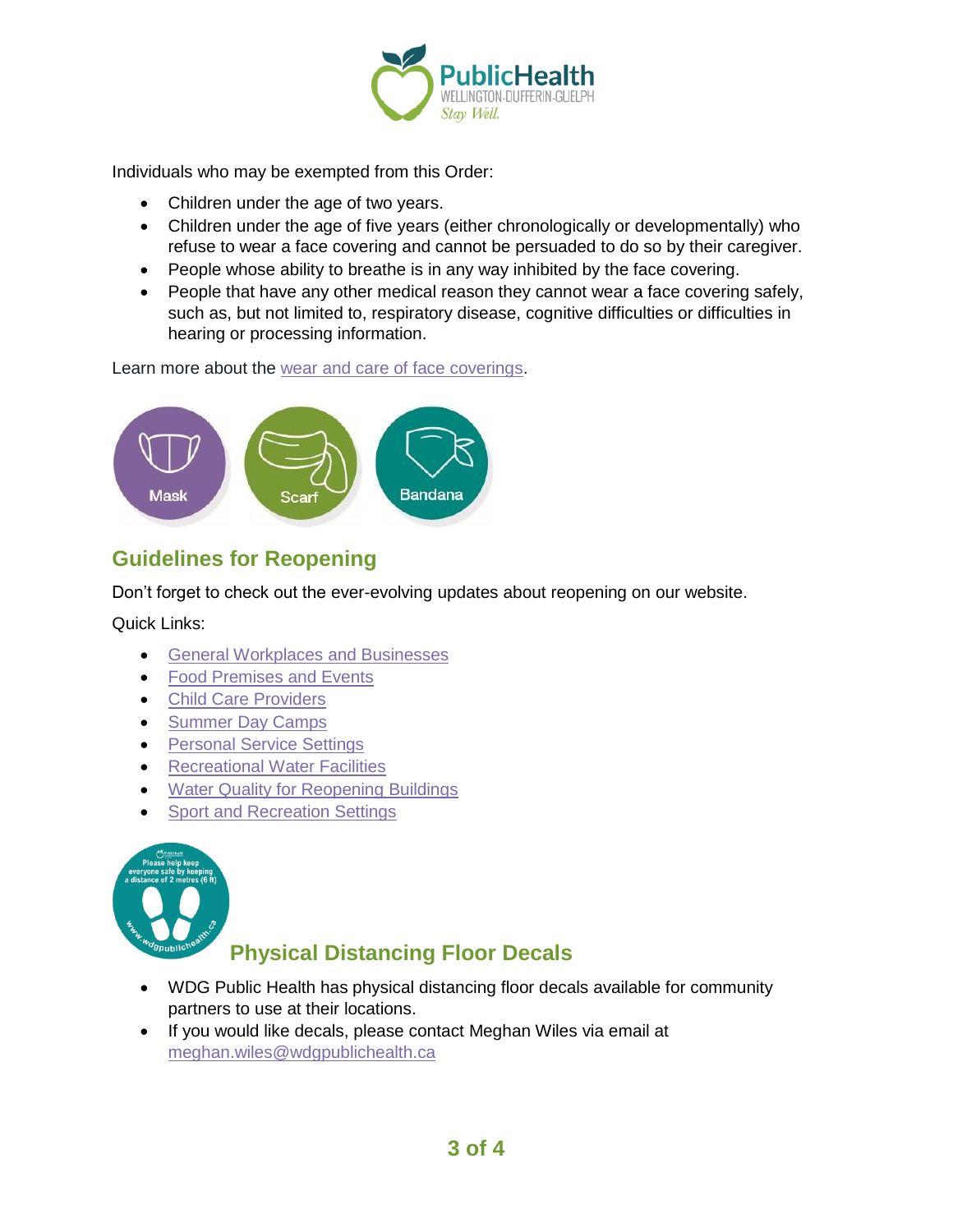Individuals who may be exempted from this Order:

- Children under the age of two years.
- Children under the age of five years (either chronologically or developmentally) who refuse to wear a face covering and cannot be persuaded to do so by their caregiver.
- People whose ability to breathe is in any way inhibited by the face covering.
- People that have any other medical reason they cannot wear a face covering safely, such as, but not limited to, respiratory disease, cognitive difficulties or difficulties in hearing or processing information.

Learn more about the wear and care of face coverings.

## Guidelines for Reopening

Don't forget to check out the ever-evolving updates about reopening on our website.

Quick Links:

- General Workplaces and Businesses
- Food Premises and Events
- Child Care Providers
- Summer Day Camps
- Personal Service Settings
- Recreational Water Facilities
- Water Quality for Reopening Buildings
- Sport and Recreation Settings

## Physical Distancing Floor Decals

- WDG Public Health has physical distancing floor decals available for community partners to use at their locations.
- If you would like decals, please contact Meghan Wiles via email at meghan.wiles@wdgpublichealth.ca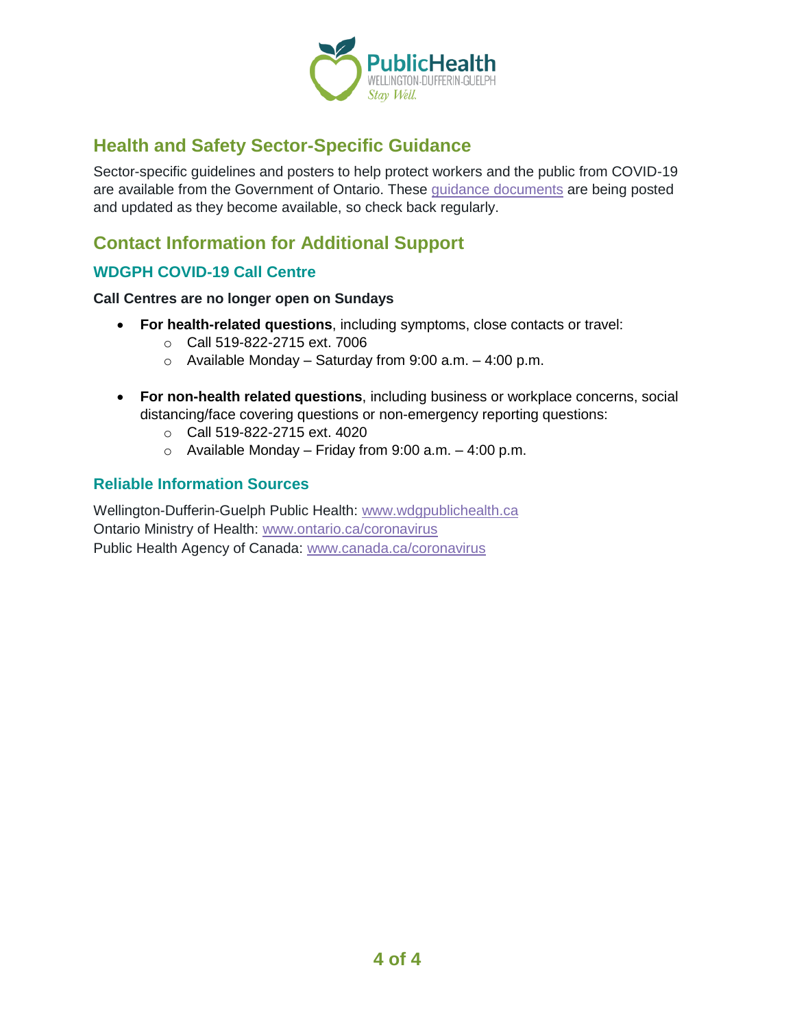## Health and Safety Sector-Specific Guidance

Sector-specific guidelines and posters to help protect workers and the public from COVID-19 are available from the Government of Ontario. These guidance documents are being posted and updated as they become available, so check back regularly.

## Contact Information for Additional Support

### WDGPH COVID-19 Call Centre

**Call Centres are no longer open on Sundays**

- **For health-related questions**, including symptoms, close contacts or travel:
  - Call 519-822-2715 ext. 7006
  - Available Monday – Saturday from 9:00 a.m. – 4:00 p.m.

- **For non-health related questions**, including business or workplace concerns, social distancing/face covering questions or non-emergency reporting questions:
  - Call 519-822-2715 ext. 4020
  - Available Monday – Friday from 9:00 a.m. – 4:00 p.m.

### Reliable Information Sources

Wellington-Dufferin-Guelph Public Health: www.wdgpublichealth.ca
Ontario Ministry of Health: www.ontario.ca/coronavirus
Public Health Agency of Canada: www.canada.ca/coronavirus